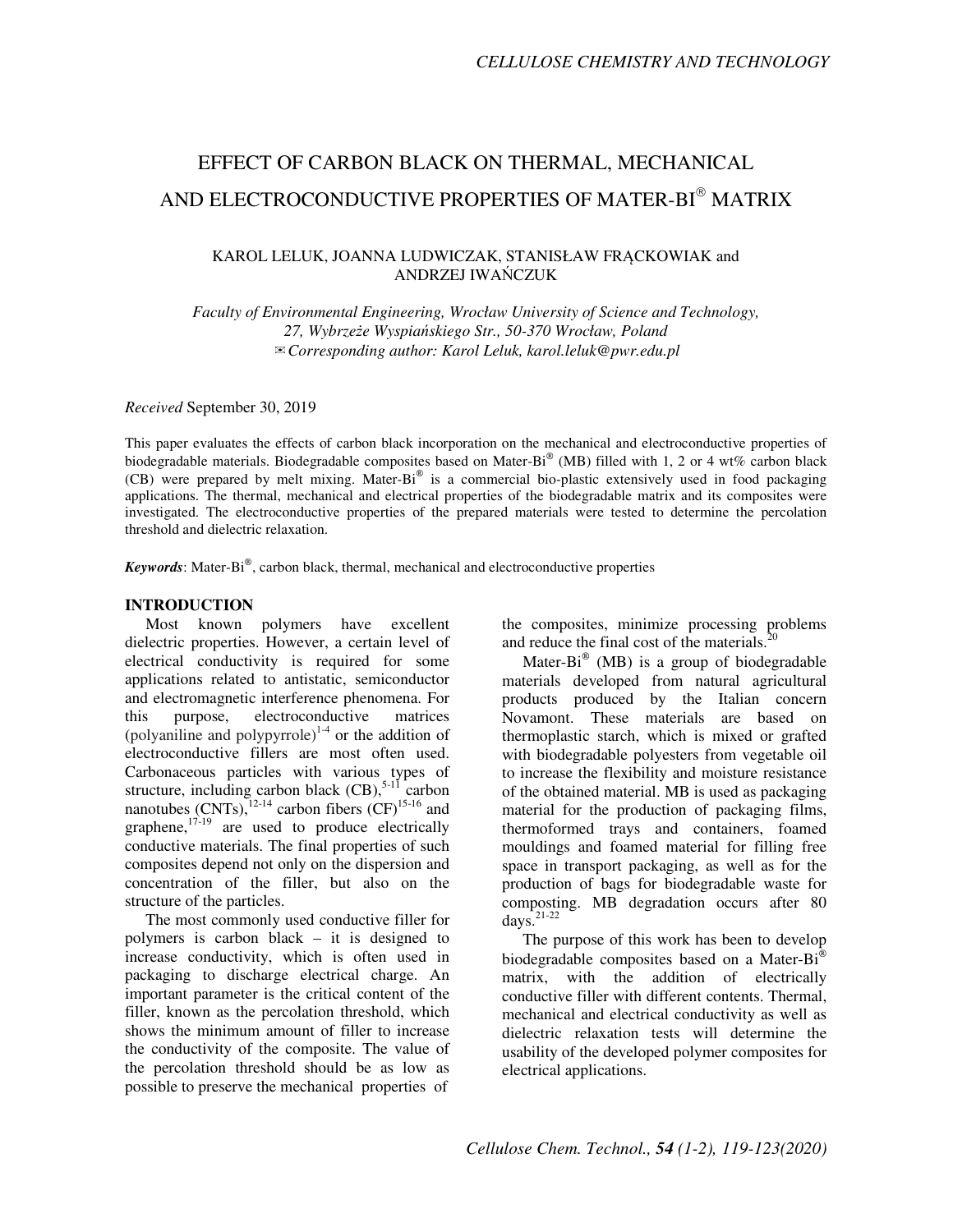# EFFECT OF CARBON BLACK ON THERMAL, MECHANICAL AND ELECTROCONDUCTIVE PROPERTIES OF MATER-BI® MATRIX

KAROL LELUK, JOANNA LUDWICZAK, STANISŁAW FRĄCKOWIAK and ANDRZEJ IWAŃCZUK

*Faculty of Environmental Engineering, Wrocław University of Science and Technology, 27, Wybrzeże Wyspiańskiego Str., 50-370 Wrocław, Poland*
*✉Corresponding author: Karol Leluk, karol.leluk@pwr.edu.pl*

*Received* September 30, 2019

This paper evaluates the effects of carbon black incorporation on the mechanical and electroconductive properties of biodegradable materials. Biodegradable composites based on Mater-Bi® (MB) filled with 1, 2 or 4 wt% carbon black (CB) were prepared by melt mixing. Mater-Bi® is a commercial bio-plastic extensively used in food packaging applications. The thermal, mechanical and electrical properties of the biodegradable matrix and its composites were investigated. The electroconductive properties of the prepared materials were tested to determine the percolation threshold and dielectric relaxation.

***Keywords***: Mater-Bi®, carbon black, thermal, mechanical and electroconductive properties

## INTRODUCTION

Most known polymers have excellent dielectric properties. However, a certain level of electrical conductivity is required for some applications related to antistatic, semiconductor and electromagnetic interference phenomena. For this purpose, electroconductive matrices (polyaniline and polypyrrole)[1-4] or the addition of electroconductive fillers are most often used. Carbonaceous particles with various types of structure, including carbon black (CB),[5-11] carbon nanotubes (CNTs),[12-14] carbon fibers (CF)[15-16] and graphene,[17-19] are used to produce electrically conductive materials. The final properties of such composites depend not only on the dispersion and concentration of the filler, but also on the structure of the particles.

The most commonly used conductive filler for polymers is carbon black – it is designed to increase conductivity, which is often used in packaging to discharge electrical charge. An important parameter is the critical content of the filler, known as the percolation threshold, which shows the minimum amount of filler to increase the conductivity of the composite. The value of the percolation threshold should be as low as possible to preserve the mechanical properties of the composites, minimize processing problems and reduce the final cost of the materials.[20]

Mater-Bi® (MB) is a group of biodegradable materials developed from natural agricultural products produced by the Italian concern Novamont. These materials are based on thermoplastic starch, which is mixed or grafted with biodegradable polyesters from vegetable oil to increase the flexibility and moisture resistance of the obtained material. MB is used as packaging material for the production of packaging films, thermoformed trays and containers, foamed mouldings and foamed material for filling free space in transport packaging, as well as for the production of bags for biodegradable waste for composting. MB degradation occurs after 80 days.[21-22]

The purpose of this work has been to develop biodegradable composites based on a Mater-Bi® matrix, with the addition of electrically conductive filler with different contents. Thermal, mechanical and electrical conductivity as well as dielectric relaxation tests will determine the usability of the developed polymer composites for electrical applications.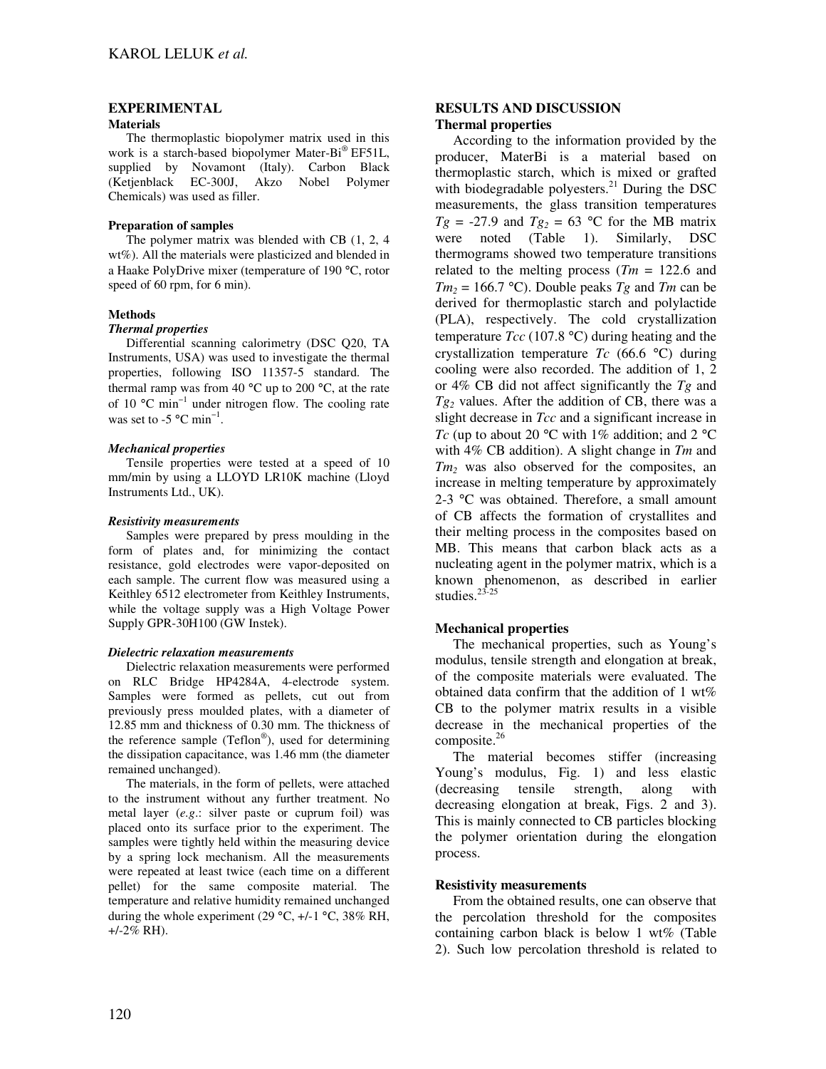## EXPERIMENTAL

### Materials

The thermoplastic biopolymer matrix used in this work is a starch-based biopolymer Mater-Bi® EF51L, supplied by Novamont (Italy). Carbon Black (Ketjenblack EC-300J, Akzo Nobel Polymer Chemicals) was used as filler.

### Preparation of samples

The polymer matrix was blended with CB (1, 2, 4 wt%). All the materials were plasticized and blended in a Haake PolyDrive mixer (temperature of 190 °C, rotor speed of 60 rpm, for 6 min).

### Methods

#### *Thermal properties*

Differential scanning calorimetry (DSC Q20, TA Instruments, USA) was used to investigate the thermal properties, following ISO 11357-5 standard. The thermal ramp was from 40 °C up to 200 °C, at the rate of 10 °C min$^{-1}$ under nitrogen flow. The cooling rate was set to -5 °C min$^{-1}$.

#### *Mechanical properties*

Tensile properties were tested at a speed of 10 mm/min by using a LLOYD LR10K machine (Lloyd Instruments Ltd., UK).

#### *Resistivity measurements*

Samples were prepared by press moulding in the form of plates and, for minimizing the contact resistance, gold electrodes were vapor-deposited on each sample. The current flow was measured using a Keithley 6512 electrometer from Keithley Instruments, while the voltage supply was a High Voltage Power Supply GPR-30H100 (GW Instek).

#### *Dielectric relaxation measurements*

Dielectric relaxation measurements were performed on RLC Bridge HP4284A, 4-electrode system. Samples were formed as pellets, cut out from previously press moulded plates, with a diameter of 12.85 mm and thickness of 0.30 mm. The thickness of the reference sample (Teflon®), used for determining the dissipation capacitance, was 1.46 mm (the diameter remained unchanged).

The materials, in the form of pellets, were attached to the instrument without any further treatment. No metal layer (*e.g*.: silver paste or cuprum foil) was placed onto its surface prior to the experiment. The samples were tightly held within the measuring device by a spring lock mechanism. All the measurements were repeated at least twice (each time on a different pellet) for the same composite material. The temperature and relative humidity remained unchanged during the whole experiment (29 °C, +/-1 °C, 38% RH, +/-2% RH).

## RESULTS AND DISCUSSION

### Thermal properties

According to the information provided by the producer, MaterBi is a material based on thermoplastic starch, which is mixed or grafted with biodegradable polyesters.[21] During the DSC measurements, the glass transition temperatures $Tg$ = -27.9 and $Tg_2$ = 63 °C for the MB matrix were noted (Table 1). Similarly, DSC thermograms showed two temperature transitions related to the melting process ($Tm$ = 122.6 and $Tm_2$ = 166.7 °C). Double peaks $Tg$ and $Tm$ can be derived for thermoplastic starch and polylactide (PLA), respectively. The cold crystallization temperature $Tcc$ (107.8 °C) during heating and the crystallization temperature $Tc$ (66.6 °C) during cooling were also recorded. The addition of 1, 2 or 4% CB did not affect significantly the $Tg$ and $Tg_2$ values. After the addition of CB, there was a slight decrease in $Tcc$ and a significant increase in $Tc$ (up to about 20 °C with 1% addition; and 2 °C with 4% CB addition). A slight change in $Tm$ and $Tm_2$ was also observed for the composites, an increase in melting temperature by approximately 2-3 °C was obtained. Therefore, a small amount of CB affects the formation of crystallites and their melting process in the composites based on MB. This means that carbon black acts as a nucleating agent in the polymer matrix, which is a known phenomenon, as described in earlier studies.[23-25]

### Mechanical properties

The mechanical properties, such as Young's modulus, tensile strength and elongation at break, of the composite materials were evaluated. The obtained data confirm that the addition of 1 wt% CB to the polymer matrix results in a visible decrease in the mechanical properties of the composite.[26]

The material becomes stiffer (increasing Young's modulus, Fig. 1) and less elastic (decreasing tensile strength, along with decreasing elongation at break, Figs. 2 and 3). This is mainly connected to CB particles blocking the polymer orientation during the elongation process.

### Resistivity measurements

From the obtained results, one can observe that the percolation threshold for the composites containing carbon black is below 1 wt% (Table 2). Such low percolation threshold is related to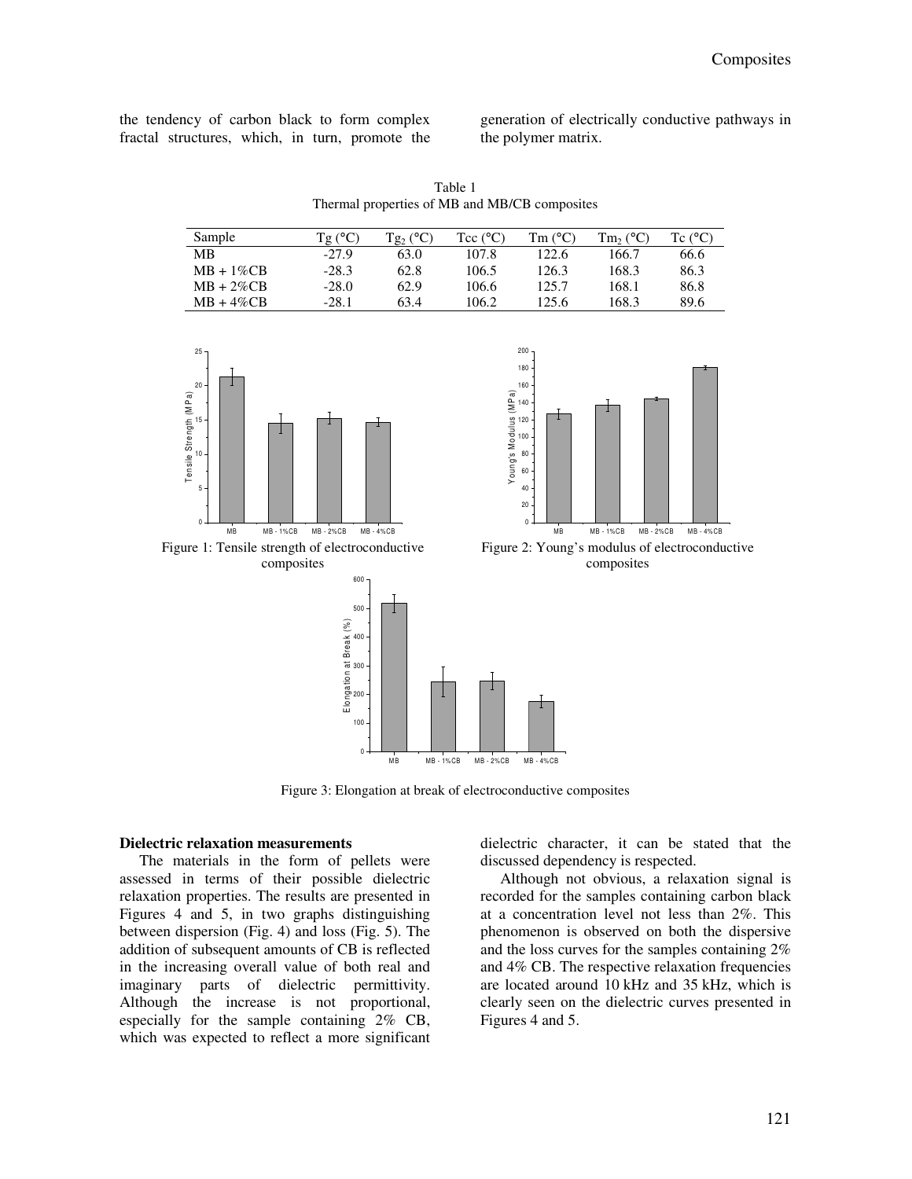the tendency of carbon black to form complex fractal structures, which, in turn, promote the generation of electrically conductive pathways in the polymer matrix.

Table 1
Thermal properties of MB and MB/CB composites

| Sample | Tg (°C) | $Tg_2$ (°C) | Tcc (°C) | Tm (°C) | $Tm_2$ (°C) | Tc (°C) |
|---|---|---|---|---|---|---|
| MB | -27.9 | 63.0 | 107.8 | 122.6 | 166.7 | 66.6 |
| MB + 1%CB | -28.3 | 62.8 | 106.5 | 126.3 | 168.3 | 86.3 |
| MB + 2%CB | -28.0 | 62.9 | 106.6 | 125.7 | 168.1 | 86.8 |
| MB + 4%CB | -28.1 | 63.4 | 106.2 | 125.6 | 168.3 | 89.6 |

Figure 1: Tensile strength of electroconductive composites

Figure 2: Young's modulus of electroconductive composites

Figure 3: Elongation at break of electroconductive composites

**Dielectric relaxation measurements**

The materials in the form of pellets were assessed in terms of their possible dielectric relaxation properties. The results are presented in Figures 4 and 5, in two graphs distinguishing between dispersion (Fig. 4) and loss (Fig. 5). The addition of subsequent amounts of CB is reflected in the increasing overall value of both real and imaginary parts of dielectric permittivity. Although the increase is not proportional, especially for the sample containing 2% CB, which was expected to reflect a more significant dielectric character, it can be stated that the discussed dependency is respected.

Although not obvious, a relaxation signal is recorded for the samples containing carbon black at a concentration level not less than 2%. This phenomenon is observed on both the dispersive and the loss curves for the samples containing 2% and 4% CB. The respective relaxation frequencies are located around 10 kHz and 35 kHz, which is clearly seen on the dielectric curves presented in Figures 4 and 5.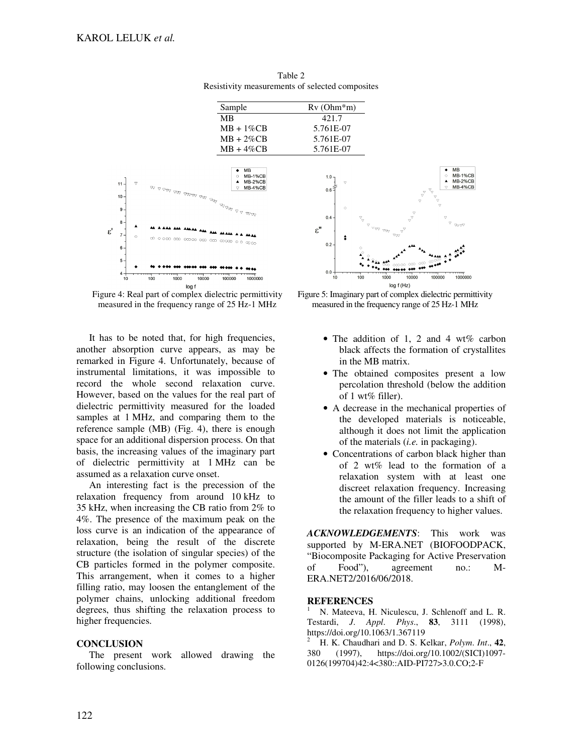Table 2
Resistivity measurements of selected composites

| Sample | Rv (Ohm*m) |
|---|---|
| MB | 421.7 |
| MB + 1%CB | 5.761E-07 |
| MB + 2%CB | 5.761E-07 |
| MB + 4%CB | 5.761E-07 |

Figure 4: Real part of complex dielectric permittivity measured in the frequency range of 25 Hz-1 MHz

Figure 5: Imaginary part of complex dielectric permittivity measured in the frequency range of 25 Hz-1 MHz

It has to be noted that, for high frequencies, another absorption curve appears, as may be remarked in Figure 4. Unfortunately, because of instrumental limitations, it was impossible to record the whole second relaxation curve. However, based on the values for the real part of dielectric permittivity measured for the loaded samples at 1 MHz, and comparing them to the reference sample (MB) (Fig. 4), there is enough space for an additional dispersion process. On that basis, the increasing values of the imaginary part of dielectric permittivity at 1 MHz can be assumed as a relaxation curve onset.

An interesting fact is the precession of the relaxation frequency from around 10 kHz to 35 kHz, when increasing the CB ratio from 2% to 4%. The presence of the maximum peak on the loss curve is an indication of the appearance of relaxation, being the result of the discrete structure (the isolation of singular species) of the CB particles formed in the polymer composite. This arrangement, when it comes to a higher filling ratio, may loosen the entanglement of the polymer chains, unlocking additional freedom degrees, thus shifting the relaxation process to higher frequencies.

## CONCLUSION

The present work allowed drawing the following conclusions.

- The addition of 1, 2 and 4 wt% carbon black affects the formation of crystallites in the MB matrix.
- The obtained composites present a low percolation threshold (below the addition of 1 wt% filler).
- A decrease in the mechanical properties of the developed materials is noticeable, although it does not limit the application of the materials (*i.e.* in packaging).
- Concentrations of carbon black higher than of 2 wt% lead to the formation of a relaxation system with at least one discreet relaxation frequency. Increasing the amount of the filler leads to a shift of the relaxation frequency to higher values.

***ACKNOWLEDGEMENTS***: This work was supported by M-ERA.NET (BIOFOODPACK, "Biocomposite Packaging for Active Preservation of Food"), agreement no.: M-ERA.NET2/2016/06/2018.

## REFERENCES

[1] N. Mateeva, H. Niculescu, J. Schlenoff and L. R. Testardi, *J. Appl. Phys.*, **83**, 3111 (1998), https://doi.org/10.1063/1.367119

[2] H. K. Chaudhari and D. S. Kelkar, *Polym. Int.*, **42**, 380 (1997), https://doi.org/10.1002/(SICI)1097-0126(199704)42:4<380::AID-PI727>3.0.CO;2-F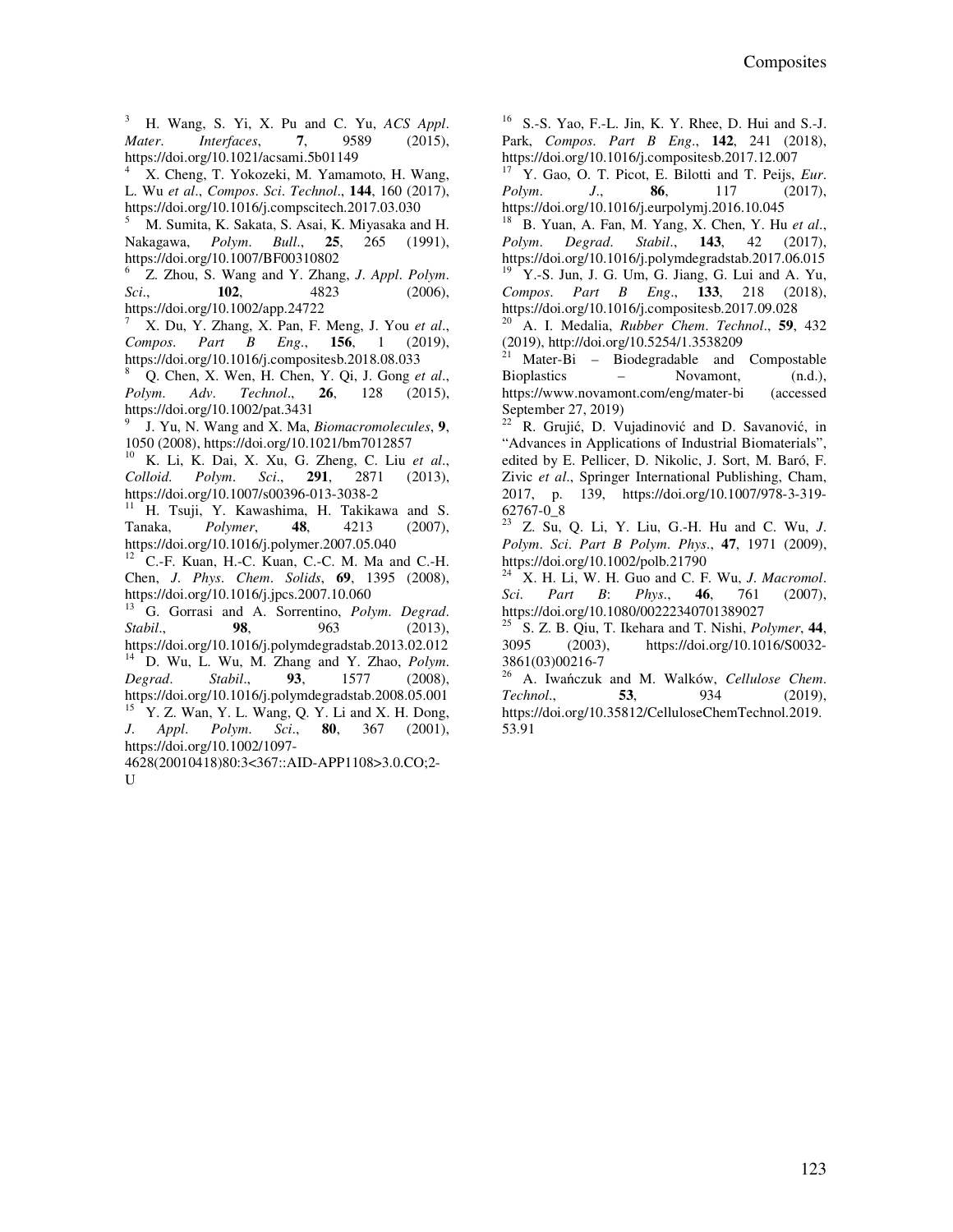[3] H. Wang, S. Yi, X. Pu and C. Yu, *ACS Appl. Mater. Interfaces*, **7**, 9589 (2015), https://doi.org/10.1021/acsami.5b01149

[4] X. Cheng, T. Yokozeki, M. Yamamoto, H. Wang, L. Wu *et al*., *Compos. Sci. Technol*., **144**, 160 (2017), https://doi.org/10.1016/j.compscitech.2017.03.030

[5] M. Sumita, K. Sakata, S. Asai, K. Miyasaka and H. Nakagawa, *Polym. Bull*., **25**, 265 (1991), https://doi.org/10.1007/BF00310802

[6] Z. Zhou, S. Wang and Y. Zhang, *J. Appl. Polym. Sci*., **102**, 4823 (2006), https://doi.org/10.1002/app.24722

[7] X. Du, Y. Zhang, X. Pan, F. Meng, J. You *et al*., *Compos. Part B Eng*., **156**, 1 (2019), https://doi.org/10.1016/j.compositesb.2018.08.033

[8] Q. Chen, X. Wen, H. Chen, Y. Qi, J. Gong *et al*., *Polym. Adv. Technol*., **26**, 128 (2015), https://doi.org/10.1002/pat.3431

[9] J. Yu, N. Wang and X. Ma, *Biomacromolecules*, **9**, 1050 (2008), https://doi.org/10.1021/bm7012857

[10] K. Li, K. Dai, X. Xu, G. Zheng, C. Liu *et al*., *Colloid. Polym. Sci*., **291**, 2871 (2013), https://doi.org/10.1007/s00396-013-3038-2

[11] H. Tsuji, Y. Kawashima, H. Takikawa and S. Tanaka, *Polymer*, **48**, 4213 (2007), https://doi.org/10.1016/j.polymer.2007.05.040

[12] C.-F. Kuan, H.-C. Kuan, C.-C. M. Ma and C.-H. Chen, *J. Phys. Chem. Solids*, **69**, 1395 (2008), https://doi.org/10.1016/j.jpcs.2007.10.060

[13] G. Gorrasi and A. Sorrentino, *Polym. Degrad. Stabil*., **98**, 963 (2013), https://doi.org/10.1016/j.polymdegradstab.2013.02.012

[14] D. Wu, L. Wu, M. Zhang and Y. Zhao, *Polym. Degrad. Stabil*., **93**, 1577 (2008), https://doi.org/10.1016/j.polymdegradstab.2008.05.001

[15] Y. Z. Wan, Y. L. Wang, Q. Y. Li and X. H. Dong, *J. Appl. Polym. Sci*., **80**, 367 (2001), https://doi.org/10.1002/1097-4628(20010418)80:3<367::AID-APP1108>3.0.CO;2-U

[16] S.-S. Yao, F.-L. Jin, K. Y. Rhee, D. Hui and S.-J. Park, *Compos. Part B Eng*., **142**, 241 (2018), https://doi.org/10.1016/j.compositesb.2017.12.007

[17] Y. Gao, O. T. Picot, E. Bilotti and T. Peijs, *Eur. Polym. J*., **86**, 117 (2017), https://doi.org/10.1016/j.eurpolymj.2016.10.045

[18] B. Yuan, A. Fan, M. Yang, X. Chen, Y. Hu *et al*., *Polym. Degrad. Stabil*., **143**, 42 (2017), https://doi.org/10.1016/j.polymdegradstab.2017.06.015

[19] Y.-S. Jun, J. G. Um, G. Jiang, G. Lui and A. Yu, *Compos. Part B Eng*., **133**, 218 (2018), https://doi.org/10.1016/j.compositesb.2017.09.028

[20] A. I. Medalia, *Rubber Chem. Technol*., **59**, 432 (2019), http://doi.org/10.5254/1.3538209

[21] Mater-Bi – Biodegradable and Compostable Bioplastics – Novamont, (n.d.), https://www.novamont.com/eng/mater-bi (accessed September 27, 2019)

[22] R. Grujić, D. Vujadinović and D. Savanović, in "Advances in Applications of Industrial Biomaterials", edited by E. Pellicer, D. Nikolic, J. Sort, M. Baró, F. Zivic *et al*., Springer International Publishing, Cham, 2017, p. 139, https://doi.org/10.1007/978-3-319-62767-0_8

[23] Z. Su, Q. Li, Y. Liu, G.-H. Hu and C. Wu, *J. Polym. Sci. Part B Polym. Phys*., **47**, 1971 (2009), https://doi.org/10.1002/polb.21790

[24] X. H. Li, W. H. Guo and C. F. Wu, *J. Macromol. Sci. Part B: Phys*., **46**, 761 (2007), https://doi.org/10.1080/00222340701389027

[25] S. Z. B. Qiu, T. Ikehara and T. Nishi, *Polymer*, **44**, 3095 (2003), https://doi.org/10.1016/S0032-3861(03)00216-7

[26] A. Iwańczuk and M. Walków, *Cellulose Chem. Technol*., **53**, 934 (2019), https://doi.org/10.35812/CelluloseChemTechnol.2019.53.91